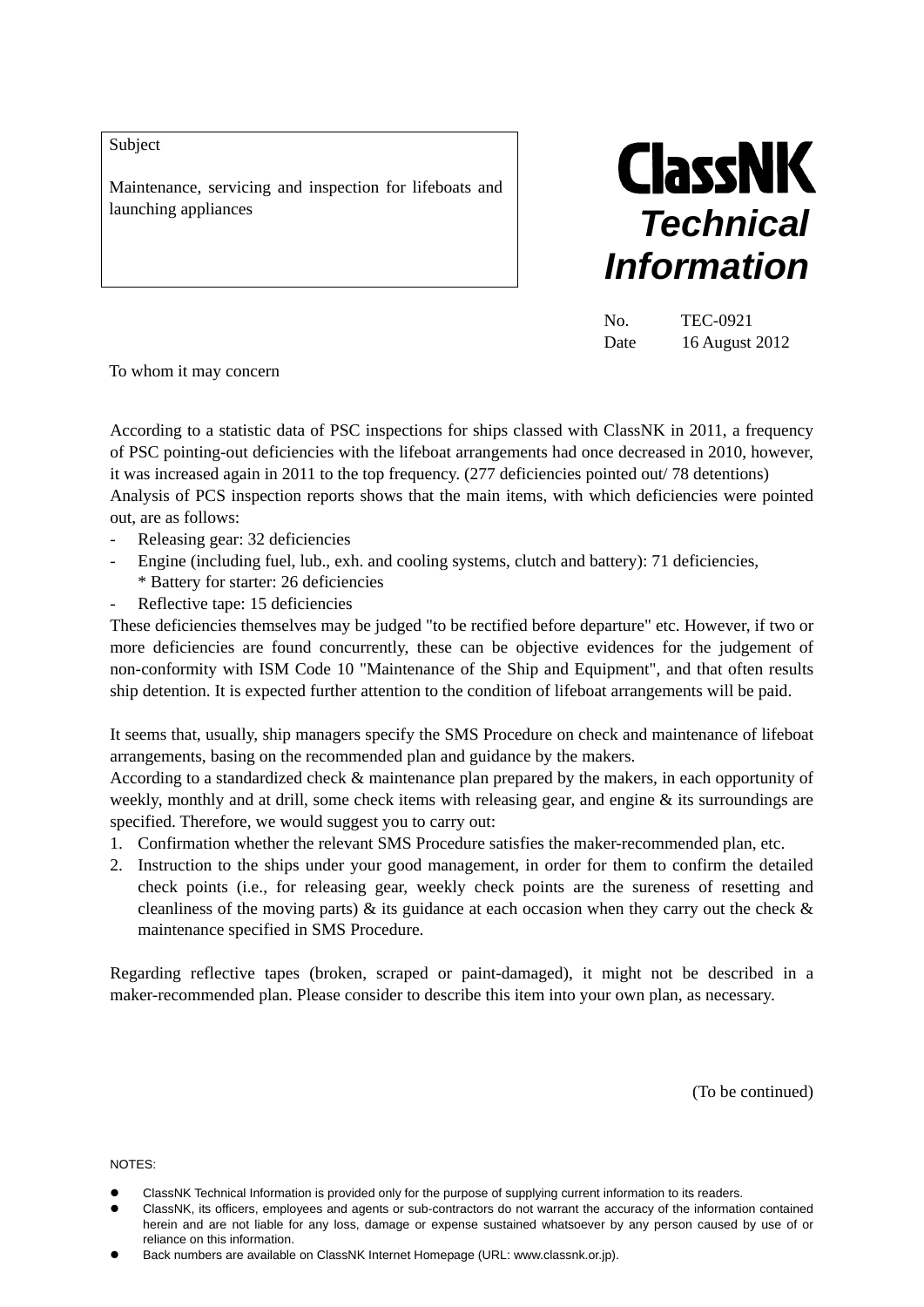Subject

Maintenance, servicing and inspection for lifeboats and launching appliances

# ClassNK Technical Information

No. TEC-0921
Date 16 August 2012

To whom it may concern

According to a statistic data of PSC inspections for ships classed with ClassNK in 2011, a frequency of PSC pointing-out deficiencies with the lifeboat arrangements had once decreased in 2010, however, it was increased again in 2011 to the top frequency. (277 deficiencies pointed out/ 78 detentions)
Analysis of PCS inspection reports shows that the main items, with which deficiencies were pointed out, are as follows:

- Releasing gear: 32 deficiencies
- Engine (including fuel, lub., exh. and cooling systems, clutch and battery): 71 deficiencies,
  * Battery for starter: 26 deficiencies
- Reflective tape: 15 deficiencies

These deficiencies themselves may be judged "to be rectified before departure" etc. However, if two or more deficiencies are found concurrently, these can be objective evidences for the judgement of non-conformity with ISM Code 10 "Maintenance of the Ship and Equipment", and that often results ship detention. It is expected further attention to the condition of lifeboat arrangements will be paid.

It seems that, usually, ship managers specify the SMS Procedure on check and maintenance of lifeboat arrangements, basing on the recommended plan and guidance by the makers.
According to a standardized check & maintenance plan prepared by the makers, in each opportunity of weekly, monthly and at drill, some check items with releasing gear, and engine & its surroundings are specified. Therefore, we would suggest you to carry out:

1. Confirmation whether the relevant SMS Procedure satisfies the maker-recommended plan, etc.
2. Instruction to the ships under your good management, in order for them to confirm the detailed check points (i.e., for releasing gear, weekly check points are the sureness of resetting and cleanliness of the moving parts) & its guidance at each occasion when they carry out the check & maintenance specified in SMS Procedure.

Regarding reflective tapes (broken, scraped or paint-damaged), it might not be described in a maker-recommended plan. Please consider to describe this item into your own plan, as necessary.

(To be continued)

NOTES:

- ClassNK Technical Information is provided only for the purpose of supplying current information to its readers.
- ClassNK, its officers, employees and agents or sub-contractors do not warrant the accuracy of the information contained herein and are not liable for any loss, damage or expense sustained whatsoever by any person caused by use of or reliance on this information.
- Back numbers are available on ClassNK Internet Homepage (URL: www.classnk.or.jp).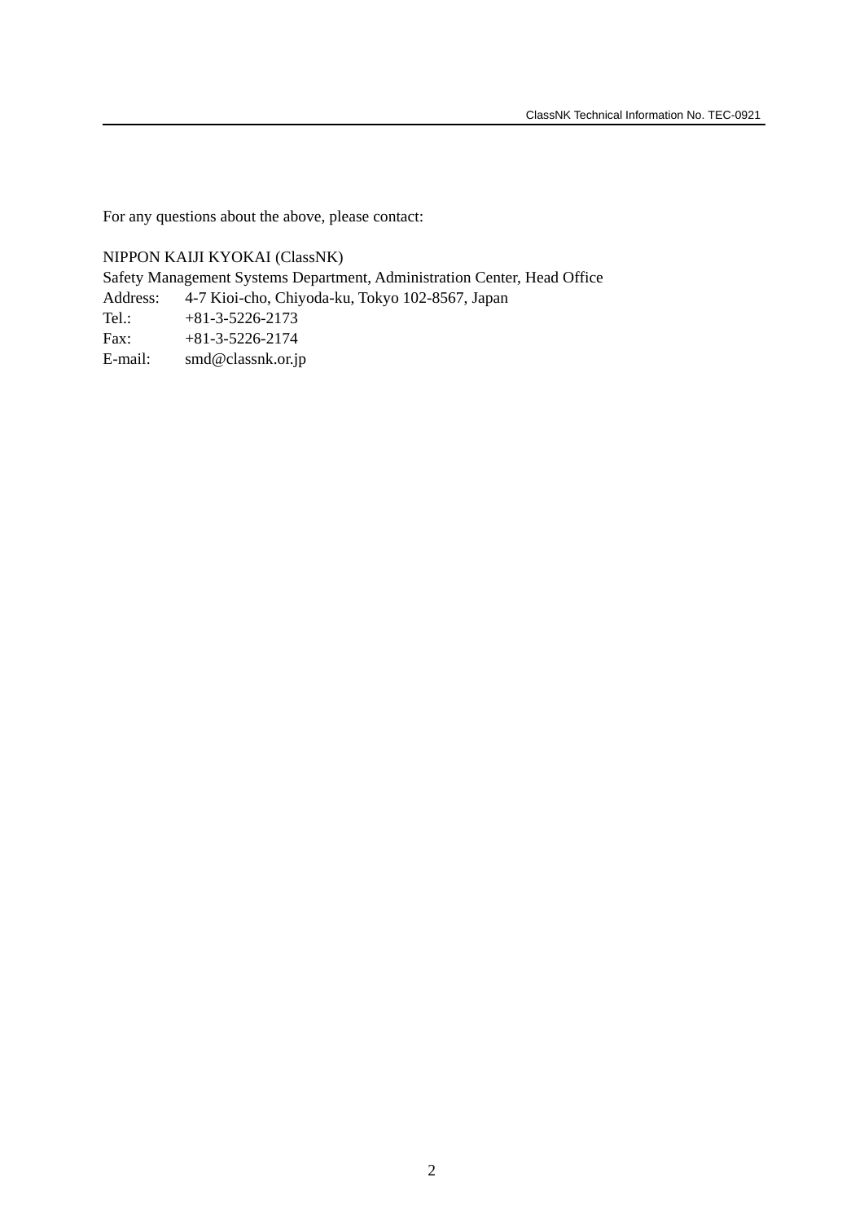For any questions about the above, please contact:

NIPPON KAIJI KYOKAI (ClassNK)
Safety Management Systems Department, Administration Center, Head Office
Address: 4-7 Kioi-cho, Chiyoda-ku, Tokyo 102-8567, Japan
Tel.: +81-3-5226-2173
Fax: +81-3-5226-2174
E-mail: smd@classnk.or.jp